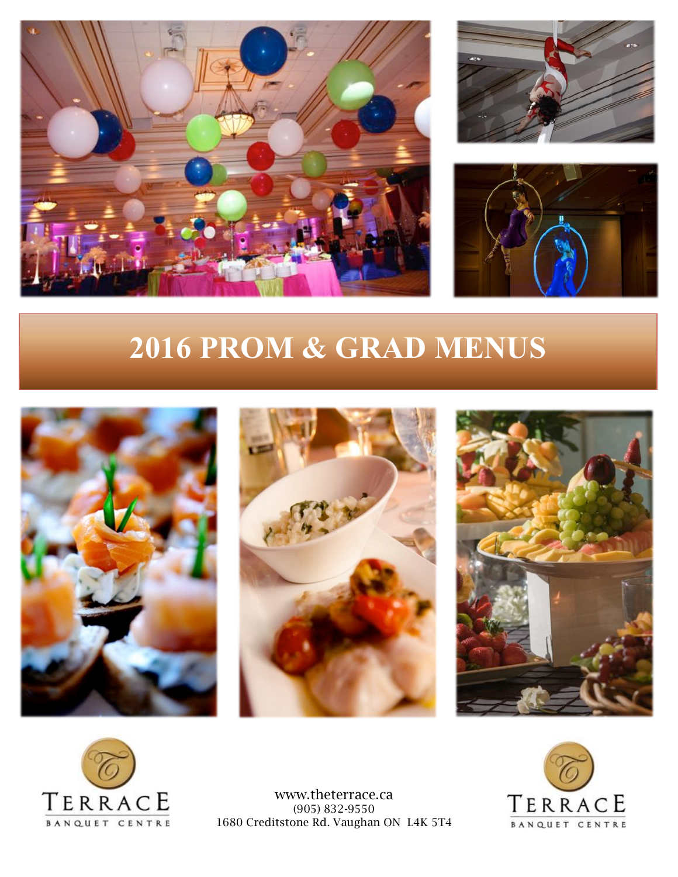# 2016 PROM & GRAD MENUS

TERRACE BANQUET CENTRE

www.theterrace.ca
(905) 832-9550
1680 Creditstone Rd. Vaughan ON  L4K 5T4

TERRACE BANQUET CENTRE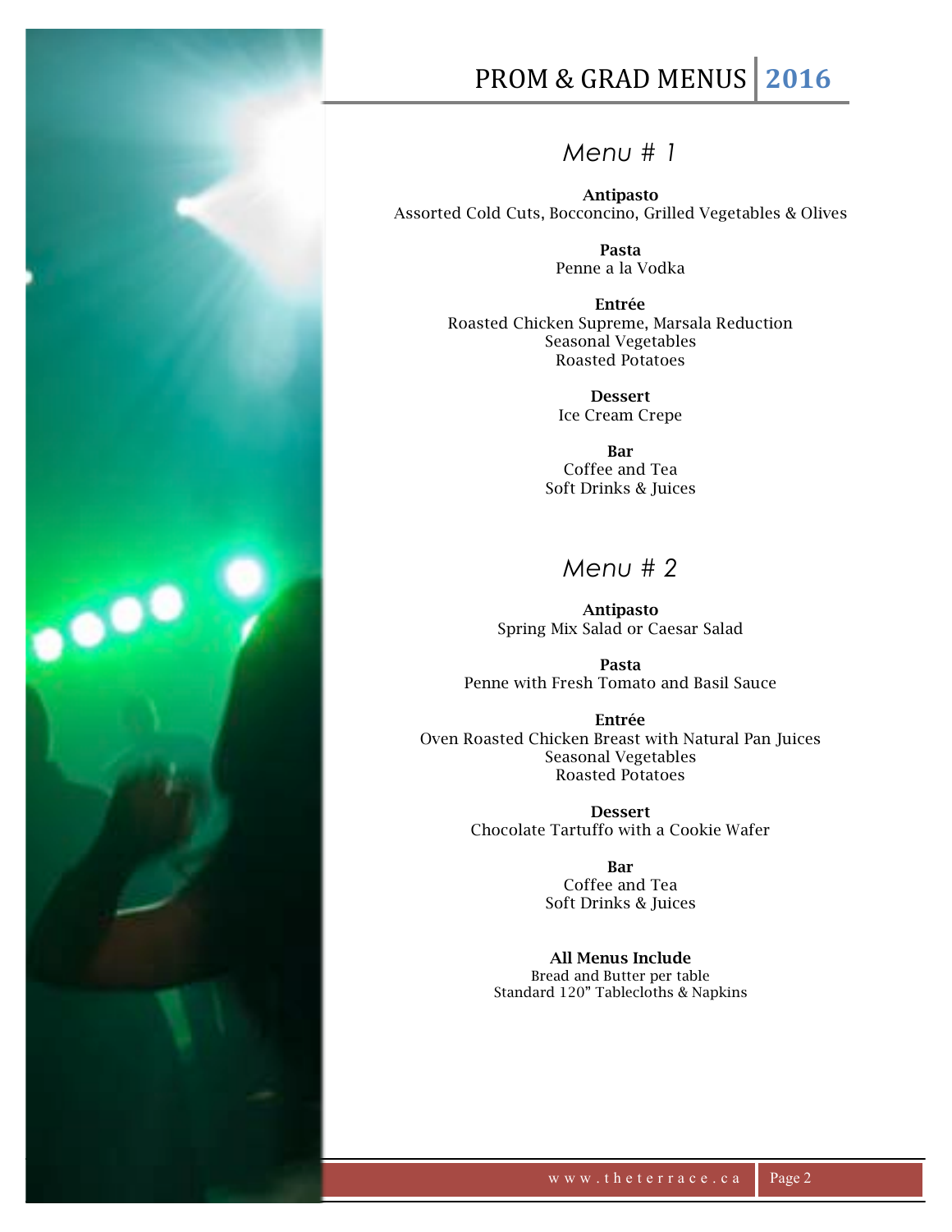# PROM & GRAD MENUS 2016

## Menu # 1

**Antipasto**
Assorted Cold Cuts, Bocconcino, Grilled Vegetables & Olives

**Pasta**
Penne a la Vodka

**Entrée**
Roasted Chicken Supreme, Marsala Reduction
Seasonal Vegetables
Roasted Potatoes

**Dessert**
Ice Cream Crepe

**Bar**
Coffee and Tea
Soft Drinks & Juices

## Menu # 2

**Antipasto**
Spring Mix Salad or Caesar Salad

**Pasta**
Penne with Fresh Tomato and Basil Sauce

**Entrée**
Oven Roasted Chicken Breast with Natural Pan Juices
Seasonal Vegetables
Roasted Potatoes

**Dessert**
Chocolate Tartuffo with a Cookie Wafer

**Bar**
Coffee and Tea
Soft Drinks & Juices

**All Menus Include**
Bread and Butter per table
Standard 120" Tablecloths & Napkins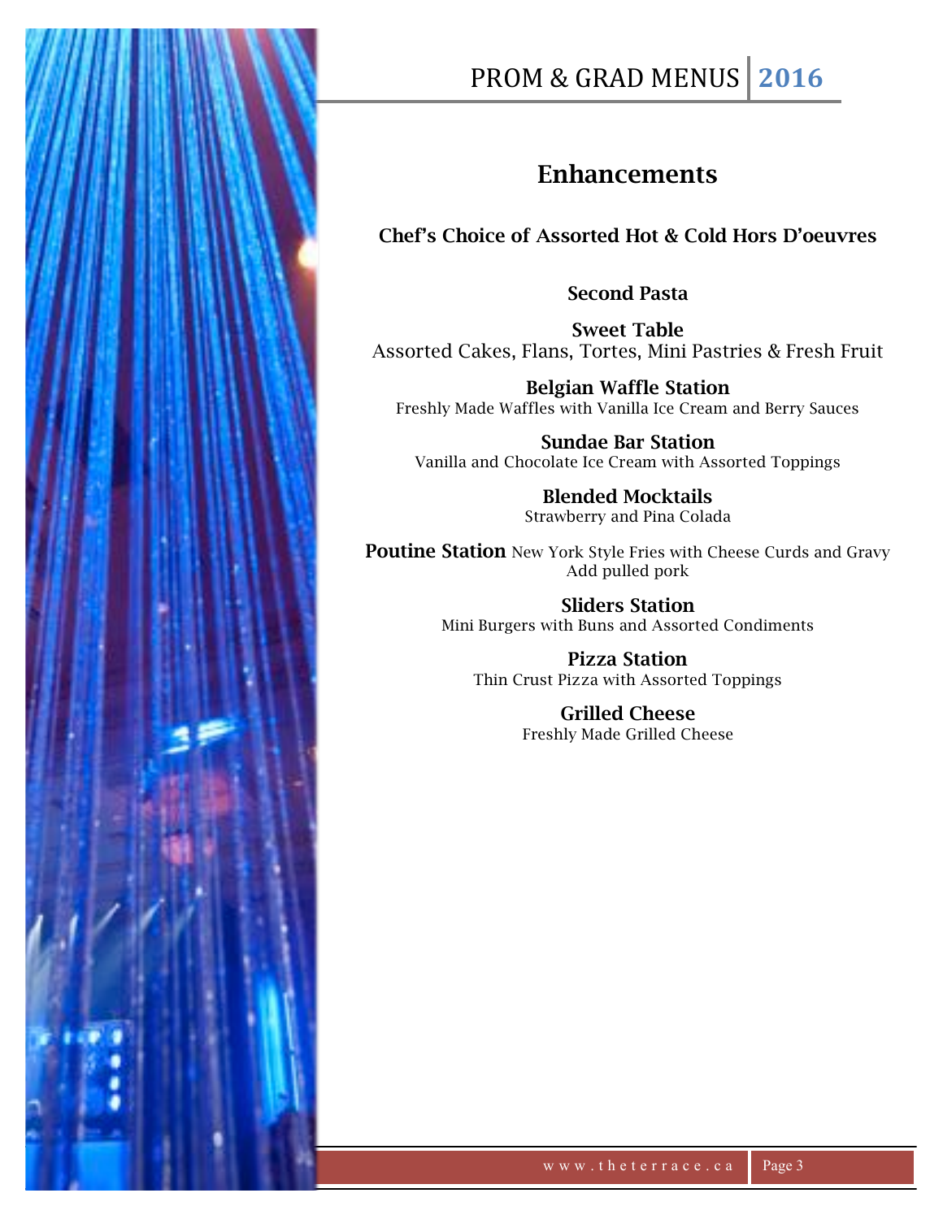# Enhancements

**Chef's Choice of Assorted Hot & Cold Hors D'oeuvres**

**Second Pasta**

**Sweet Table**
Assorted Cakes, Flans, Tortes, Mini Pastries & Fresh Fruit

**Belgian Waffle Station**
Freshly Made Waffles with Vanilla Ice Cream and Berry Sauces

**Sundae Bar Station**
Vanilla and Chocolate Ice Cream with Assorted Toppings

**Blended Mocktails**
Strawberry and Pina Colada

**Poutine Station** New York Style Fries with Cheese Curds and Gravy
Add pulled pork

**Sliders Station**
Mini Burgers with Buns and Assorted Condiments

**Pizza Station**
Thin Crust Pizza with Assorted Toppings

**Grilled Cheese**
Freshly Made Grilled Cheese